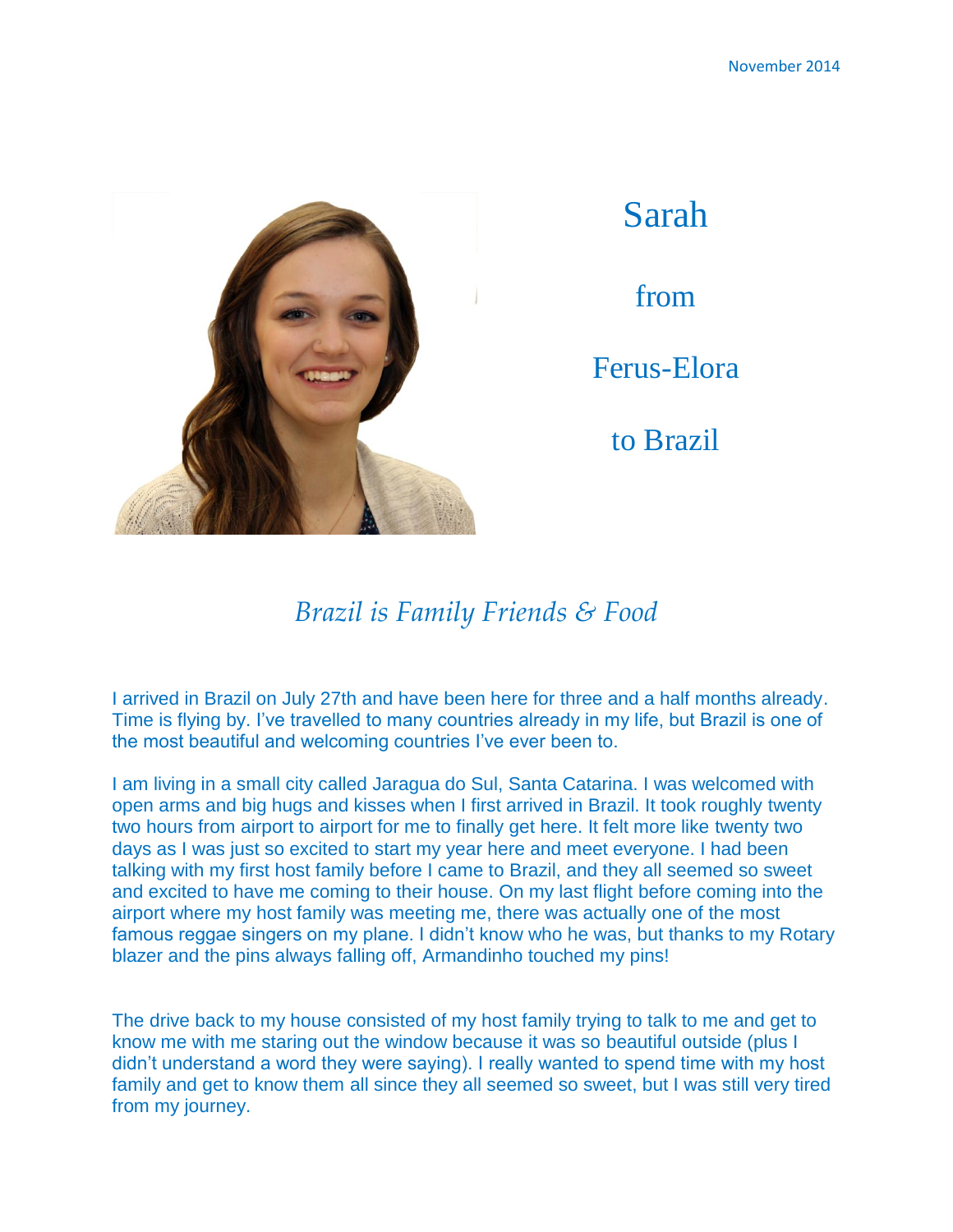November 2014

# Sarah from Ferus-Elora to Brazil

## *Brazil is Family Friends & Food*

I arrived in Brazil on July 27th and have been here for three and a half months already. Time is flying by. I've travelled to many countries already in my life, but Brazil is one of the most beautiful and welcoming countries I've ever been to.

I am living in a small city called Jaragua do Sul, Santa Catarina. I was welcomed with open arms and big hugs and kisses when I first arrived in Brazil. It took roughly twenty two hours from airport to airport for me to finally get here. It felt more like twenty two days as I was just so excited to start my year here and meet everyone. I had been talking with my first host family before I came to Brazil, and they all seemed so sweet and excited to have me coming to their house. On my last flight before coming into the airport where my host family was meeting me, there was actually one of the most famous reggae singers on my plane. I didn't know who he was, but thanks to my Rotary blazer and the pins always falling off, Armandinho touched my pins!

The drive back to my house consisted of my host family trying to talk to me and get to know me with me staring out the window because it was so beautiful outside (plus I didn't understand a word they were saying). I really wanted to spend time with my host family and get to know them all since they all seemed so sweet, but I was still very tired from my journey.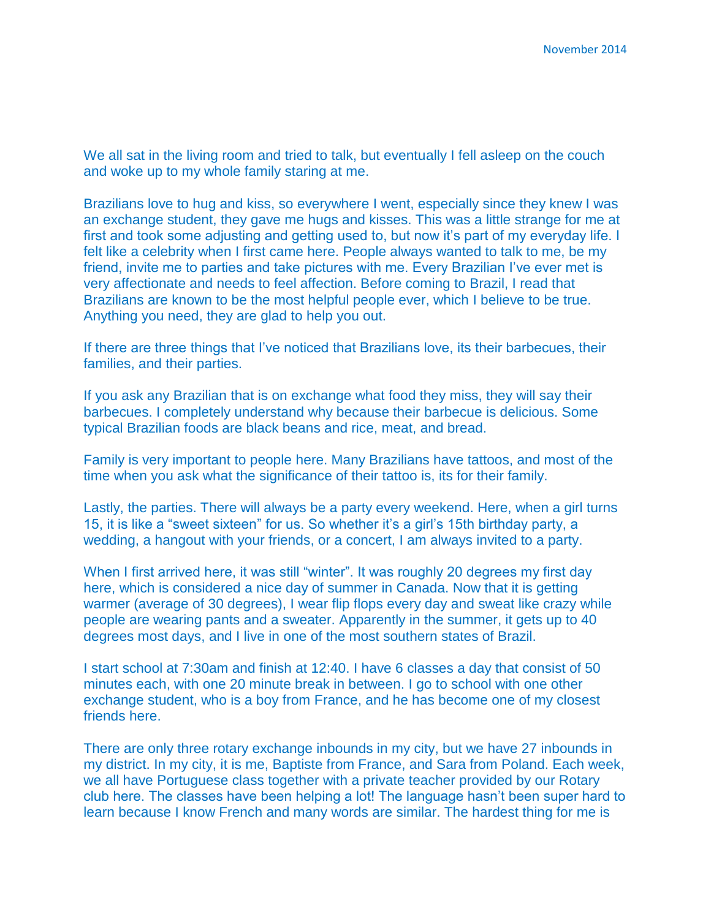We all sat in the living room and tried to talk, but eventually I fell asleep on the couch and woke up to my whole family staring at me.

Brazilians love to hug and kiss, so everywhere I went, especially since they knew I was an exchange student, they gave me hugs and kisses. This was a little strange for me at first and took some adjusting and getting used to, but now it's part of my everyday life. I felt like a celebrity when I first came here. People always wanted to talk to me, be my friend, invite me to parties and take pictures with me. Every Brazilian I've ever met is very affectionate and needs to feel affection. Before coming to Brazil, I read that Brazilians are known to be the most helpful people ever, which I believe to be true. Anything you need, they are glad to help you out.

If there are three things that I've noticed that Brazilians love, its their barbecues, their families, and their parties.

If you ask any Brazilian that is on exchange what food they miss, they will say their barbecues. I completely understand why because their barbecue is delicious. Some typical Brazilian foods are black beans and rice, meat, and bread.

Family is very important to people here. Many Brazilians have tattoos, and most of the time when you ask what the significance of their tattoo is, its for their family.

Lastly, the parties. There will always be a party every weekend. Here, when a girl turns 15, it is like a "sweet sixteen" for us. So whether it's a girl's 15th birthday party, a wedding, a hangout with your friends, or a concert, I am always invited to a party.

When I first arrived here, it was still "winter". It was roughly 20 degrees my first day here, which is considered a nice day of summer in Canada. Now that it is getting warmer (average of 30 degrees), I wear flip flops every day and sweat like crazy while people are wearing pants and a sweater. Apparently in the summer, it gets up to 40 degrees most days, and I live in one of the most southern states of Brazil.

I start school at 7:30am and finish at 12:40. I have 6 classes a day that consist of 50 minutes each, with one 20 minute break in between. I go to school with one other exchange student, who is a boy from France, and he has become one of my closest friends here.

There are only three rotary exchange inbounds in my city, but we have 27 inbounds in my district. In my city, it is me, Baptiste from France, and Sara from Poland. Each week, we all have Portuguese class together with a private teacher provided by our Rotary club here. The classes have been helping a lot! The language hasn't been super hard to learn because I know French and many words are similar. The hardest thing for me is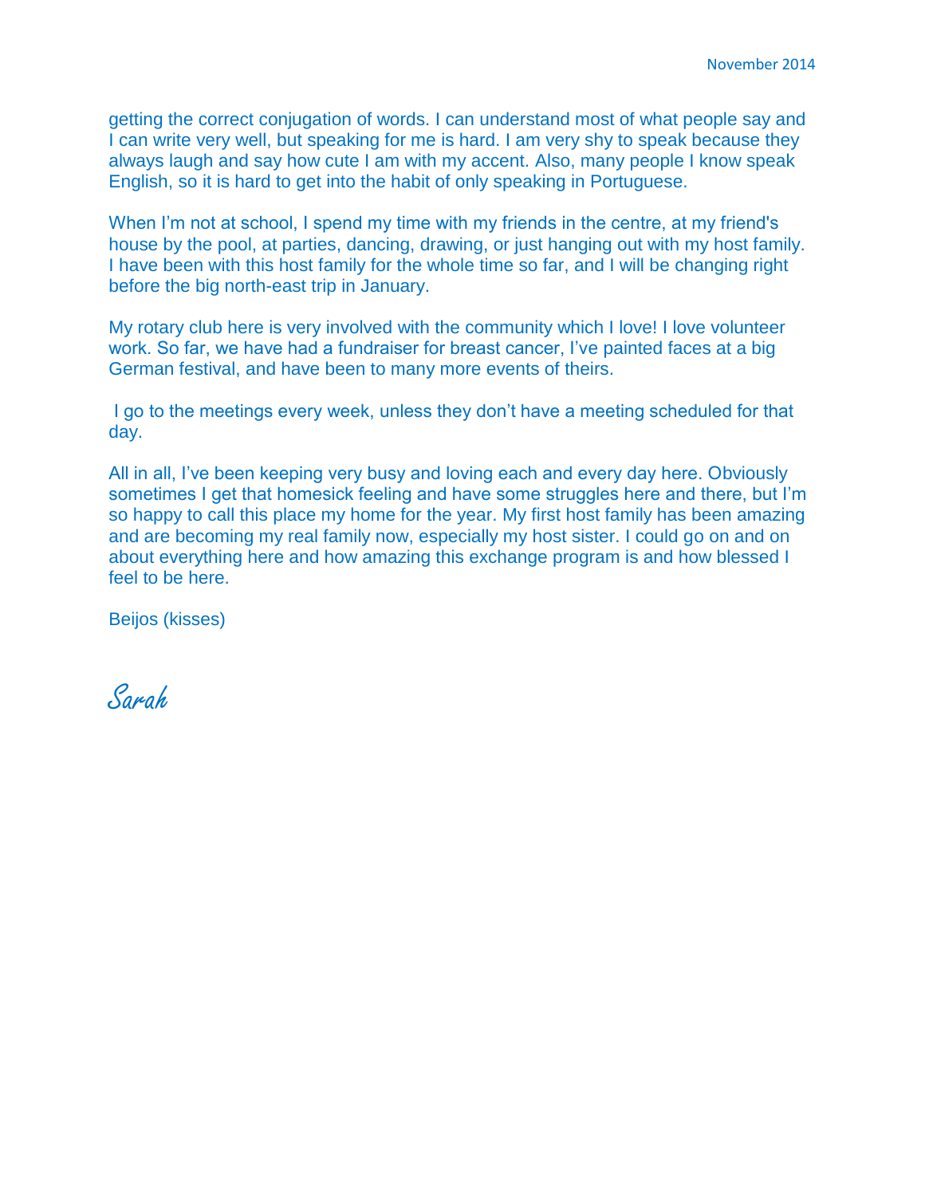getting the correct conjugation of words. I can understand most of what people say and I can write very well, but speaking for me is hard. I am very shy to speak because they always laugh and say how cute I am with my accent. Also, many people I know speak English, so it is hard to get into the habit of only speaking in Portuguese.

When I'm not at school, I spend my time with my friends in the centre, at my friend's house by the pool, at parties, dancing, drawing, or just hanging out with my host family. I have been with this host family for the whole time so far, and I will be changing right before the big north-east trip in January.

My rotary club here is very involved with the community which I love! I love volunteer work. So far, we have had a fundraiser for breast cancer, I've painted faces at a big German festival, and have been to many more events of theirs.

I go to the meetings every week, unless they don't have a meeting scheduled for that day.

All in all, I've been keeping very busy and loving each and every day here. Obviously sometimes I get that homesick feeling and have some struggles here and there, but I'm so happy to call this place my home for the year. My first host family has been amazing and are becoming my real family now, especially my host sister. I could go on and on about everything here and how amazing this exchange program is and how blessed I feel to be here.

Beijos (kisses)

*Sarah*